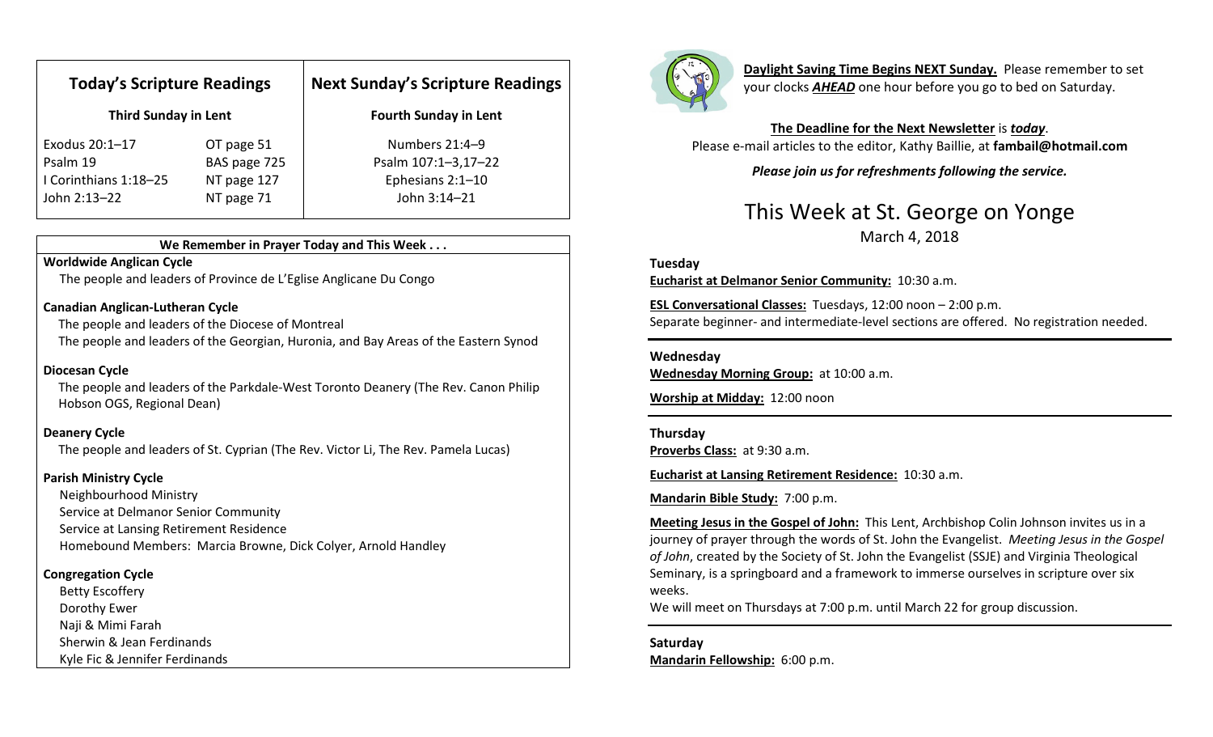| Today's Scripture Readings | | Next Sunday's Scripture Readings |
| --- | --- | --- |
| **Third Sunday in Lent** | | **Fourth Sunday in Lent** |
| Exodus 20:1–17 | OT page 51 | Numbers 21:4–9 |
| Psalm 19 | BAS page 725 | Psalm 107:1–3,17–22 |
| I Corinthians 1:18–25 | NT page 127 | Ephesians 2:1–10 |
| John 2:13–22 | NT page 71 | John 3:14–21 |

**We Remember in Prayer Today and This Week . . .**

**Worldwide Anglican Cycle**
The people and leaders of Province de L'Eglise Anglicane Du Congo

**Canadian Anglican-Lutheran Cycle**
The people and leaders of the Diocese of Montreal
The people and leaders of the Georgian, Huronia, and Bay Areas of the Eastern Synod

**Diocesan Cycle**
The people and leaders of the Parkdale-West Toronto Deanery (The Rev. Canon Philip Hobson OGS, Regional Dean)

**Deanery Cycle**
The people and leaders of St. Cyprian (The Rev. Victor Li, The Rev. Pamela Lucas)

**Parish Ministry Cycle**
Neighbourhood Ministry
Service at Delmanor Senior Community
Service at Lansing Retirement Residence
Homebound Members: Marcia Browne, Dick Colyer, Arnold Handley

**Congregation Cycle**
Betty Escoffery
Dorothy Ewer
Naji & Mimi Farah
Sherwin & Jean Ferdinands
Kyle Fic & Jennifer Ferdinands

**Daylight Saving Time Begins NEXT Sunday.** Please remember to set your clocks ***AHEAD*** one hour before you go to bed on Saturday.

**The Deadline for the Next Newsletter** is ***today***.
Please e-mail articles to the editor, Kathy Baillie, at **fambail@hotmail.com**

***Please join us for refreshments following the service.***

# This Week at St. George on Yonge

March 4, 2018

**Tuesday**
**Eucharist at Delmanor Senior Community:** 10:30 a.m.

**ESL Conversational Classes:** Tuesdays, 12:00 noon – 2:00 p.m.
Separate beginner- and intermediate-level sections are offered. No registration needed.

**Wednesday**
**Wednesday Morning Group:** at 10:00 a.m.

**Worship at Midday:** 12:00 noon

**Thursday**
**Proverbs Class:** at 9:30 a.m.

**Eucharist at Lansing Retirement Residence:** 10:30 a.m.

**Mandarin Bible Study:** 7:00 p.m.

**Meeting Jesus in the Gospel of John:** This Lent, Archbishop Colin Johnson invites us in a journey of prayer through the words of St. John the Evangelist. *Meeting Jesus in the Gospel of John*, created by the Society of St. John the Evangelist (SSJE) and Virginia Theological Seminary, is a springboard and a framework to immerse ourselves in scripture over six weeks.
We will meet on Thursdays at 7:00 p.m. until March 22 for group discussion.

**Saturday**
**Mandarin Fellowship:** 6:00 p.m.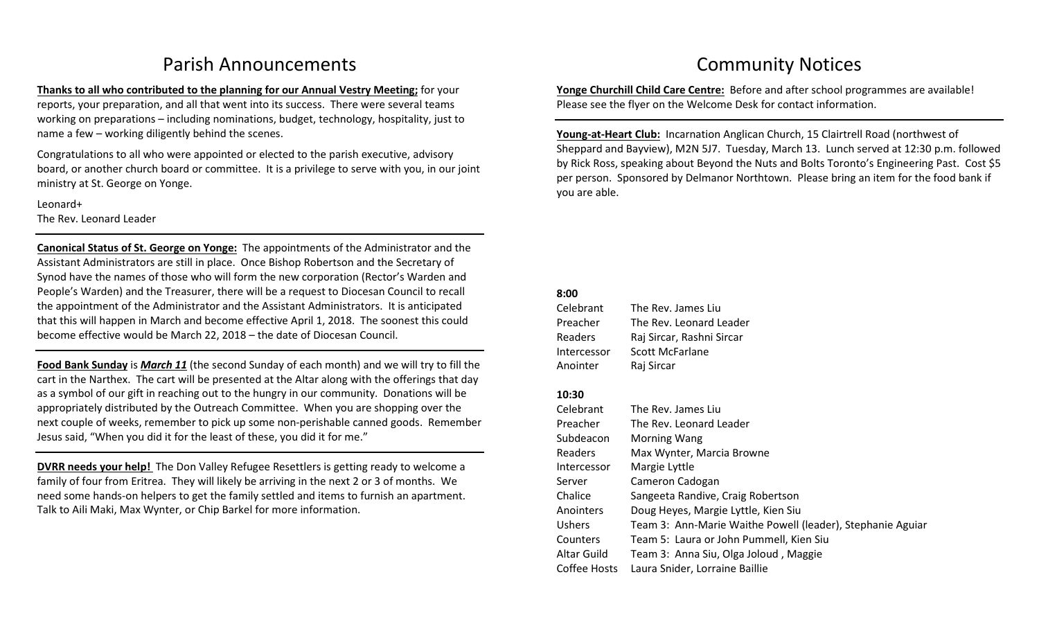# Parish Announcements

**Thanks to all who contributed to the planning for our Annual Vestry Meeting;** for your reports, your preparation, and all that went into its success. There were several teams working on preparations – including nominations, budget, technology, hospitality, just to name a few – working diligently behind the scenes.

Congratulations to all who were appointed or elected to the parish executive, advisory board, or another church board or committee. It is a privilege to serve with you, in our joint ministry at St. George on Yonge.

Leonard+
The Rev. Leonard Leader

---

**Canonical Status of St. George on Yonge:** The appointments of the Administrator and the Assistant Administrators are still in place. Once Bishop Robertson and the Secretary of Synod have the names of those who will form the new corporation (Rector's Warden and People's Warden) and the Treasurer, there will be a request to Diocesan Council to recall the appointment of the Administrator and the Assistant Administrators. It is anticipated that this will happen in March and become effective April 1, 2018. The soonest this could become effective would be March 22, 2018 – the date of Diocesan Council.

---

**Food Bank Sunday** is ***March 11*** (the second Sunday of each month) and we will try to fill the cart in the Narthex. The cart will be presented at the Altar along with the offerings that day as a symbol of our gift in reaching out to the hungry in our community. Donations will be appropriately distributed by the Outreach Committee. When you are shopping over the next couple of weeks, remember to pick up some non-perishable canned goods. Remember Jesus said, "When you did it for the least of these, you did it for me."

---

**DVRR needs your help!** The Don Valley Refugee Resettlers is getting ready to welcome a family of four from Eritrea. They will likely be arriving in the next 2 or 3 of months. We need some hands-on helpers to get the family settled and items to furnish an apartment. Talk to Aili Maki, Max Wynter, or Chip Barkel for more information.

# Community Notices

**Yonge Churchill Child Care Centre:** Before and after school programmes are available! Please see the flyer on the Welcome Desk for contact information.

---

**Young-at-Heart Club:** Incarnation Anglican Church, 15 Clairtrell Road (northwest of Sheppard and Bayview), M2N 5J7. Tuesday, March 13. Lunch served at 12:30 p.m. followed by Rick Ross, speaking about Beyond the Nuts and Bolts Toronto's Engineering Past. Cost $5 per person. Sponsored by Delmanor Northtown. Please bring an item for the food bank if you are able.

**8:00**

| | |
|---|---|
| Celebrant | The Rev. James Liu |
| Preacher | The Rev. Leonard Leader |
| Readers | Raj Sircar, Rashni Sircar |
| Intercessor | Scott McFarlane |
| Anointer | Raj Sircar |

**10:30**

| | |
|---|---|
| Celebrant | The Rev. James Liu |
| Preacher | The Rev. Leonard Leader |
| Subdeacon | Morning Wang |
| Readers | Max Wynter, Marcia Browne |
| Intercessor | Margie Lyttle |
| Server | Cameron Cadogan |
| Chalice | Sangeeta Randive, Craig Robertson |
| Anointers | Doug Heyes, Margie Lyttle, Kien Siu |
| Ushers | Team 3: Ann-Marie Waithe Powell (leader), Stephanie Aguiar |
| Counters | Team 5: Laura or John Pummell, Kien Siu |
| Altar Guild | Team 3: Anna Siu, Olga Joloud , Maggie |
| Coffee Hosts | Laura Snider, Lorraine Baillie |